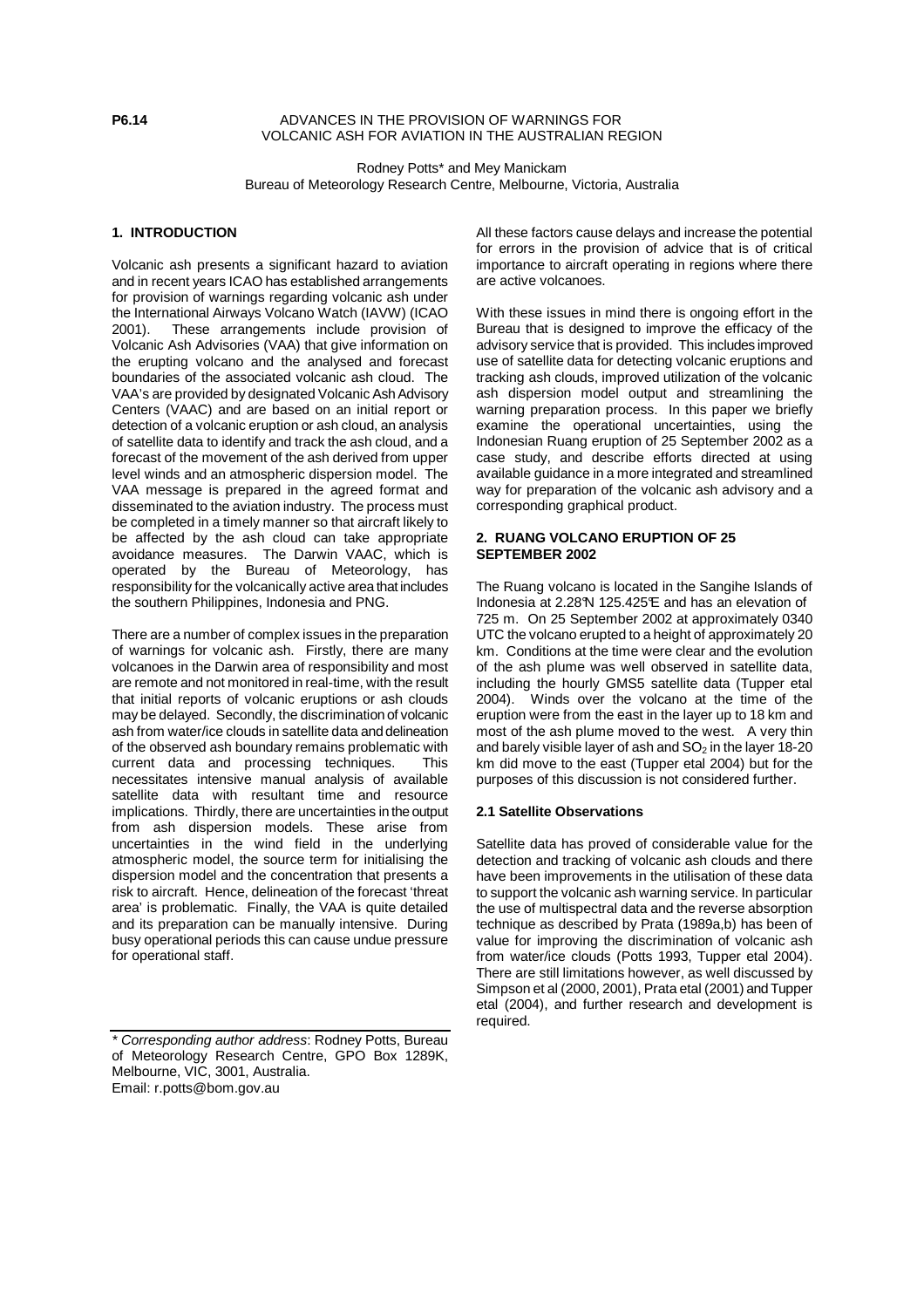**P6.14**

# ADVANCES IN THE PROVISION OF WARNINGS FOR VOLCANIC ASH FOR AVIATION IN THE AUSTRALIAN REGION

Rodney Potts* and Mey Manickam
Bureau of Meteorology Research Centre, Melbourne, Victoria, Australia

## 1. INTRODUCTION

Volcanic ash presents a significant hazard to aviation and in recent years ICAO has established arrangements for provision of warnings regarding volcanic ash under the International Airways Volcano Watch (IAVW) (ICAO 2001). These arrangements include provision of Volcanic Ash Advisories (VAA) that give information on the erupting volcano and the analysed and forecast boundaries of the associated volcanic ash cloud. The VAA's are provided by designated Volcanic Ash Advisory Centers (VAAC) and are based on an initial report or detection of a volcanic eruption or ash cloud, an analysis of satellite data to identify and track the ash cloud, and a forecast of the movement of the ash derived from upper level winds and an atmospheric dispersion model. The VAA message is prepared in the agreed format and disseminated to the aviation industry. The process must be completed in a timely manner so that aircraft likely to be affected by the ash cloud can take appropriate avoidance measures. The Darwin VAAC, which is operated by the Bureau of Meteorology, has responsibility for the volcanically active area that includes the southern Philippines, Indonesia and PNG.

There are a number of complex issues in the preparation of warnings for volcanic ash. Firstly, there are many volcanoes in the Darwin area of responsibility and most are remote and not monitored in real-time, with the result that initial reports of volcanic eruptions or ash clouds may be delayed. Secondly, the discrimination of volcanic ash from water/ice clouds in satellite data and delineation of the observed ash boundary remains problematic with current data and processing techniques. This necessitates intensive manual analysis of available satellite data with resultant time and resource implications. Thirdly, there are uncertainties in the output from ash dispersion models. These arise from uncertainties in the wind field in the underlying atmospheric model, the source term for initialising the dispersion model and the concentration that presents a risk to aircraft. Hence, delineation of the forecast 'threat area' is problematic. Finally, the VAA is quite detailed and its preparation can be manually intensive. During busy operational periods this can cause undue pressure for operational staff.

All these factors cause delays and increase the potential for errors in the provision of advice that is of critical importance to aircraft operating in regions where there are active volcanoes.

With these issues in mind there is ongoing effort in the Bureau that is designed to improve the efficacy of the advisory service that is provided. This includes improved use of satellite data for detecting volcanic eruptions and tracking ash clouds, improved utilization of the volcanic ash dispersion model output and streamlining the warning preparation process. In this paper we briefly examine the operational uncertainties, using the Indonesian Ruang eruption of 25 September 2002 as a case study, and describe efforts directed at using available guidance in a more integrated and streamlined way for preparation of the volcanic ash advisory and a corresponding graphical product.

## 2. RUANG VOLCANO ERUPTION OF 25 SEPTEMBER 2002

The Ruang volcano is located in the Sangihe Islands of Indonesia at 2.28°N 125.425°E and has an elevation of 725 m. On 25 September 2002 at approximately 0340 UTC the volcano erupted to a height of approximately 20 km. Conditions at the time were clear and the evolution of the ash plume was well observed in satellite data, including the hourly GMS5 satellite data (Tupper etal 2004). Winds over the volcano at the time of the eruption were from the east in the layer up to 18 km and most of the ash plume moved to the west. A very thin and barely visible layer of ash and $SO_2$ in the layer 18-20 km did move to the east (Tupper etal 2004) but for the purposes of this discussion is not considered further.

### 2.1 Satellite Observations

Satellite data has proved of considerable value for the detection and tracking of volcanic ash clouds and there have been improvements in the utilisation of these data to support the volcanic ash warning service. In particular the use of multispectral data and the reverse absorption technique as described by Prata (1989a,b) has been of value for improving the discrimination of volcanic ash from water/ice clouds (Potts 1993, Tupper etal 2004). There are still limitations however, as well discussed by Simpson et al (2000, 2001), Prata etal (2001) and Tupper etal (2004), and further research and development is required.

---

*\* Corresponding author address*: Rodney Potts, Bureau of Meteorology Research Centre, GPO Box 1289K, Melbourne, VIC, 3001, Australia.
Email: r.potts@bom.gov.au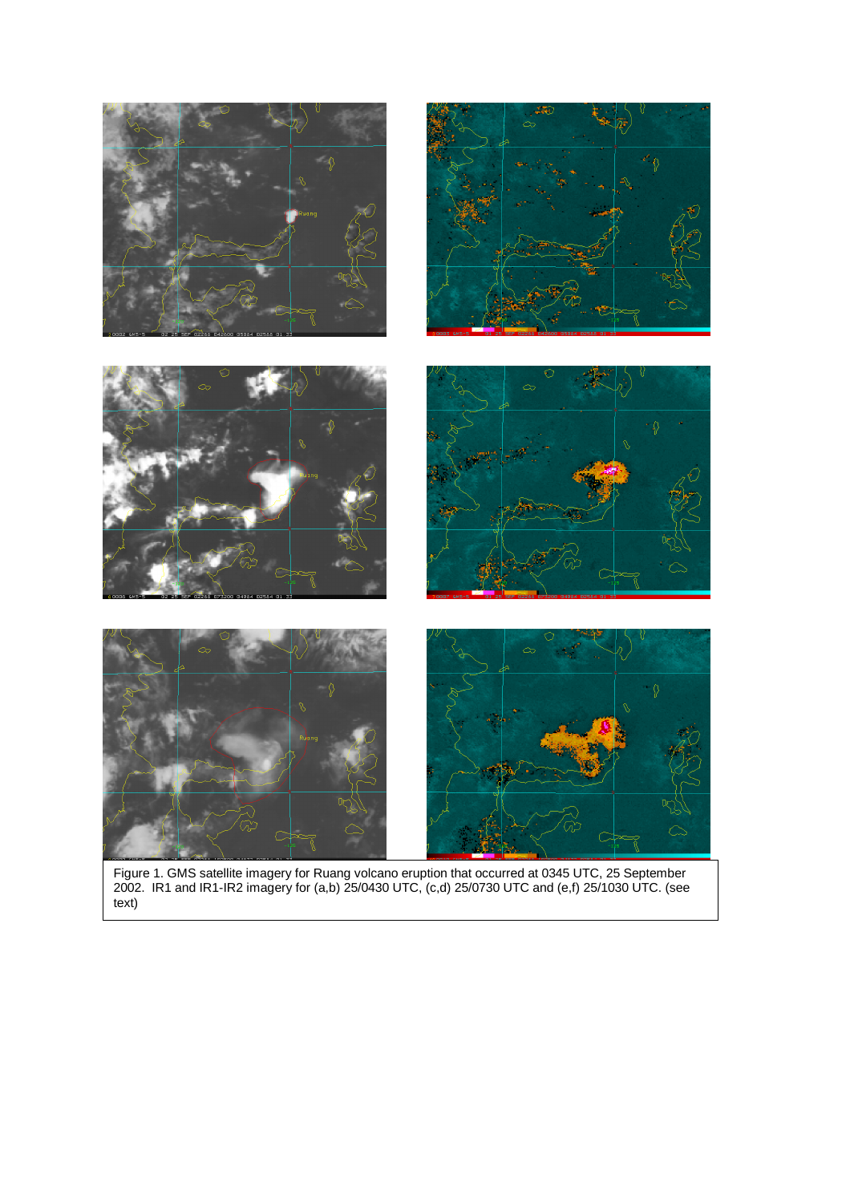Figure 1. GMS satellite imagery for Ruang volcano eruption that occurred at 0345 UTC, 25 September 2002. IR1 and IR1-IR2 imagery for (a,b) 25/0430 UTC, (c,d) 25/0730 UTC and (e,f) 25/1030 UTC. (see text)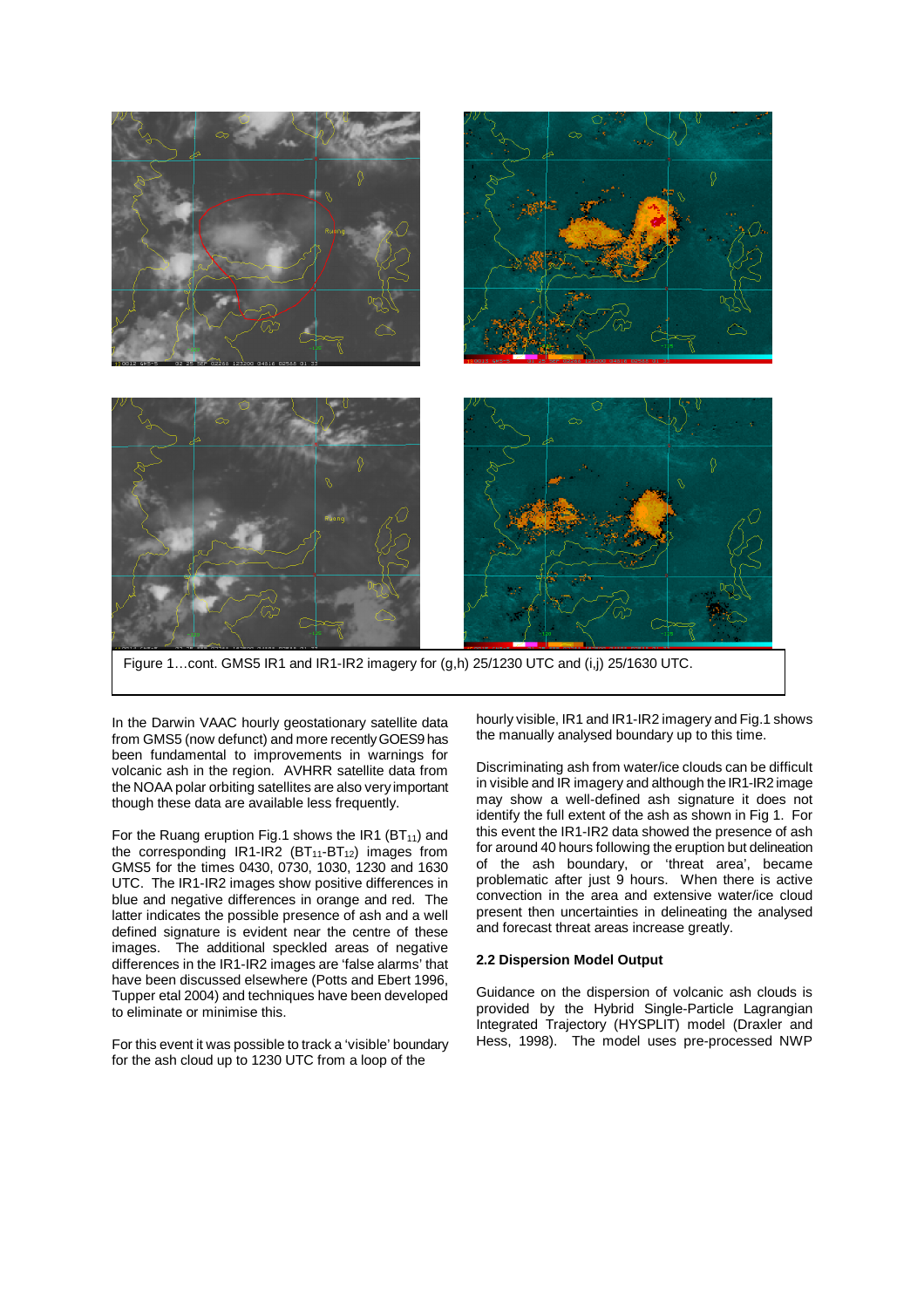Figure 1…cont. GMS5 IR1 and IR1-IR2 imagery for (g,h) 25/1230 UTC and (i,j) 25/1630 UTC.

In the Darwin VAAC hourly geostationary satellite data from GMS5 (now defunct) and more recently GOES9 has been fundamental to improvements in warnings for volcanic ash in the region. AVHRR satellite data from the NOAA polar orbiting satellites are also very important though these data are available less frequently.

For the Ruang eruption Fig.1 shows the IR1 ($BT_{11}$) and the corresponding IR1-IR2 ($BT_{11}$-$BT_{12}$) images from GMS5 for the times 0430, 0730, 1030, 1230 and 1630 UTC. The IR1-IR2 images show positive differences in blue and negative differences in orange and red. The latter indicates the possible presence of ash and a well defined signature is evident near the centre of these images. The additional speckled areas of negative differences in the IR1-IR2 images are 'false alarms' that have been discussed elsewhere (Potts and Ebert 1996, Tupper etal 2004) and techniques have been developed to eliminate or minimise this.

For this event it was possible to track a 'visible' boundary for the ash cloud up to 1230 UTC from a loop of the hourly visible, IR1 and IR1-IR2 imagery and Fig.1 shows the manually analysed boundary up to this time.

Discriminating ash from water/ice clouds can be difficult in visible and IR imagery and although the IR1-IR2 image may show a well-defined ash signature it does not identify the full extent of the ash as shown in Fig 1. For this event the IR1-IR2 data showed the presence of ash for around 40 hours following the eruption but delineation of the ash boundary, or 'threat area', became problematic after just 9 hours. When there is active convection in the area and extensive water/ice cloud present then uncertainties in delineating the analysed and forecast threat areas increase greatly.

### 2.2 Dispersion Model Output

Guidance on the dispersion of volcanic ash clouds is provided by the Hybrid Single-Particle Lagrangian Integrated Trajectory (HYSPLIT) model (Draxler and Hess, 1998). The model uses pre-processed NWP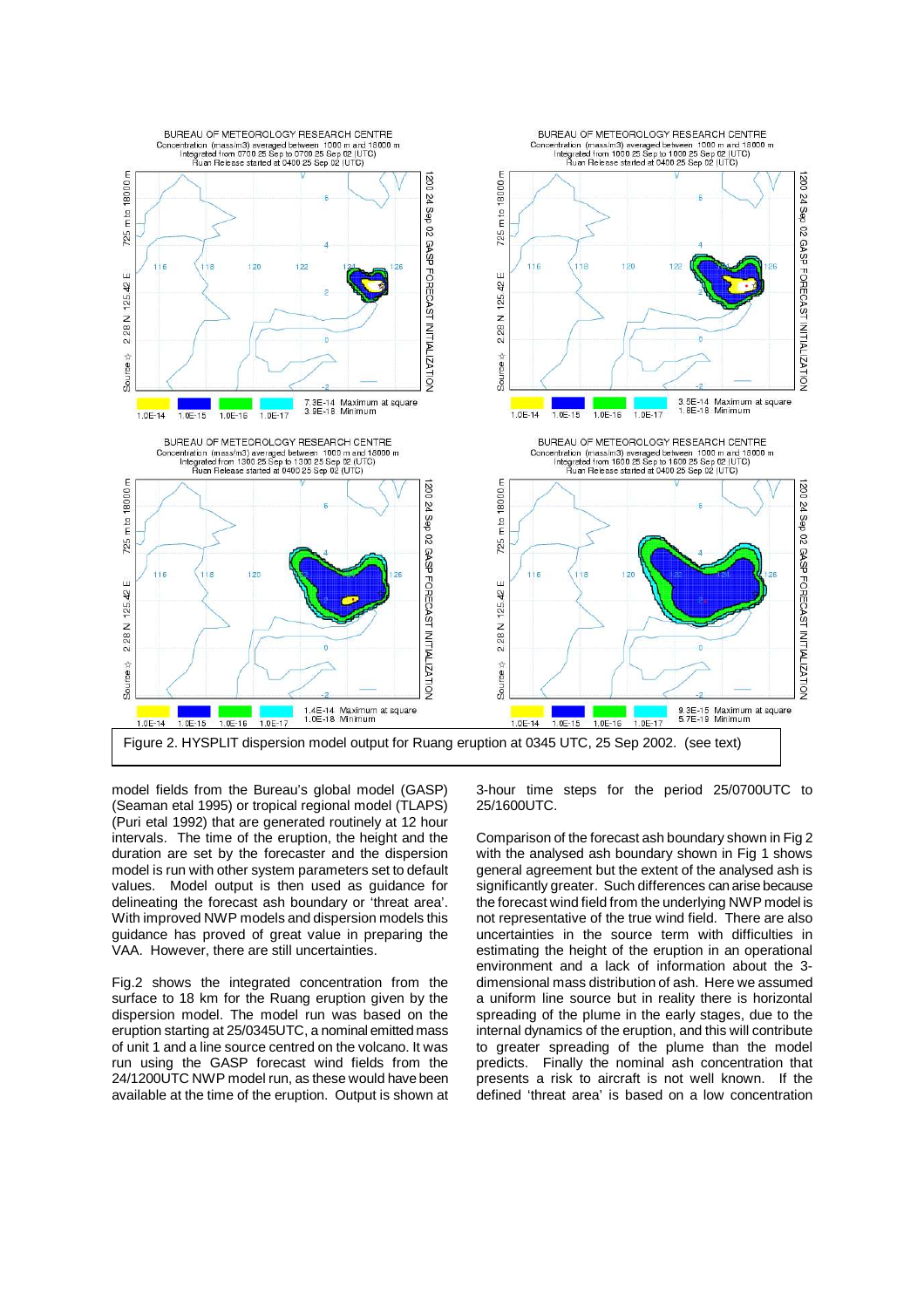BUREAU OF METEOROLOGY RESEARCH CENTRE
Concentration (mass/m3) averaged between 1000 m and 18000 m
Integrated from 0700 25 Sep to 0700 25 Sep 02 (UTC)
Ruan Release started at 0400 25 Sep 02 (UTC)

Source ☆ 2.28 N 125.42 E 725 m to 18000 m

1200 24 Sep 02 GASP FORECAST INITIALIZATION

1.0E-14 1.0E-15 1.0E-16 1.0E-17
7.3E-14 Maximum at square
3.9E-18 Minimum

BUREAU OF METEOROLOGY RESEARCH CENTRE
Concentration (mass/m3) averaged between 1000 m and 18000 m
Integrated from 1000 25 Sep to 1000 25 Sep 02 (UTC)
Ruan Release started at 0400 25 Sep 02 (UTC)

Source ☆ 2.28 N 125.42 E 725 m to 18000 m

1200 24 Sep 02 GASP FORECAST INITIALIZATION

1.0E-14 1.0E-15 1.0E-16 1.0E-17
3.5E-14 Maximum at square
1.8E-18 Minimum

BUREAU OF METEOROLOGY RESEARCH CENTRE
Concentration (mass/m3) averaged between 1000 m and 18000 m
Integrated from 1300 25 Sep to 1300 25 Sep 02 (UTC)
Ruan Release started at 0400 25 Sep 02 (UTC)

Source ☆ 2.28 N 125.42 E 725 m to 18000 m

1200 24 Sep 02 GASP FORECAST INITIALIZATION

1.0E-14 1.0E-15 1.0E-16 1.0E-17
1.4E-14 Maximum at square
1.0E-18 Minimum

BUREAU OF METEOROLOGY RESEARCH CENTRE
Concentration (mass/m3) averaged between 1000 m and 18000 m
Integrated from 1600 25 Sep to 1600 25 Sep 02 (UTC)
Ruan Release started at 0400 25 Sep 02 (UTC)

Source ☆ 2.28 N 125.42 E 725 m to 18000 m

1200 24 Sep 02 GASP FORECAST INITIALIZATION

1.0E-14 1.0E-15 1.0E-16 1.0E-17
9.3E-15 Maximum at square
5.7E-19 Minimum

Figure 2. HYSPLIT dispersion model output for Ruang eruption at 0345 UTC, 25 Sep 2002. (see text)

model fields from the Bureau's global model (GASP) (Seaman etal 1995) or tropical regional model (TLAPS) (Puri etal 1992) that are generated routinely at 12 hour intervals. The time of the eruption, the height and the duration are set by the forecaster and the dispersion model is run with other system parameters set to default values. Model output is then used as guidance for delineating the forecast ash boundary or 'threat area'. With improved NWP models and dispersion models this guidance has proved of great value in preparing the VAA. However, there are still uncertainties.

Fig.2 shows the integrated concentration from the surface to 18 km for the Ruang eruption given by the dispersion model. The model run was based on the eruption starting at 25/0345UTC, a nominal emitted mass of unit 1 and a line source centred on the volcano. It was run using the GASP forecast wind fields from the 24/1200UTC NWP model run, as these would have been available at the time of the eruption. Output is shown at 3-hour time steps for the period 25/0700UTC to 25/1600UTC.

Comparison of the forecast ash boundary shown in Fig 2 with the analysed ash boundary shown in Fig 1 shows general agreement but the extent of the analysed ash is significantly greater. Such differences can arise because the forecast wind field from the underlying NWP model is not representative of the true wind field. There are also uncertainties in the source term with difficulties in estimating the height of the eruption in an operational environment and a lack of information about the 3-dimensional mass distribution of ash. Here we assumed a uniform line source but in reality there is horizontal spreading of the plume in the early stages, due to the internal dynamics of the eruption, and this will contribute to greater spreading of the plume than the model predicts. Finally the nominal ash concentration that presents a risk to aircraft is not well known. If the defined 'threat area' is based on a low concentration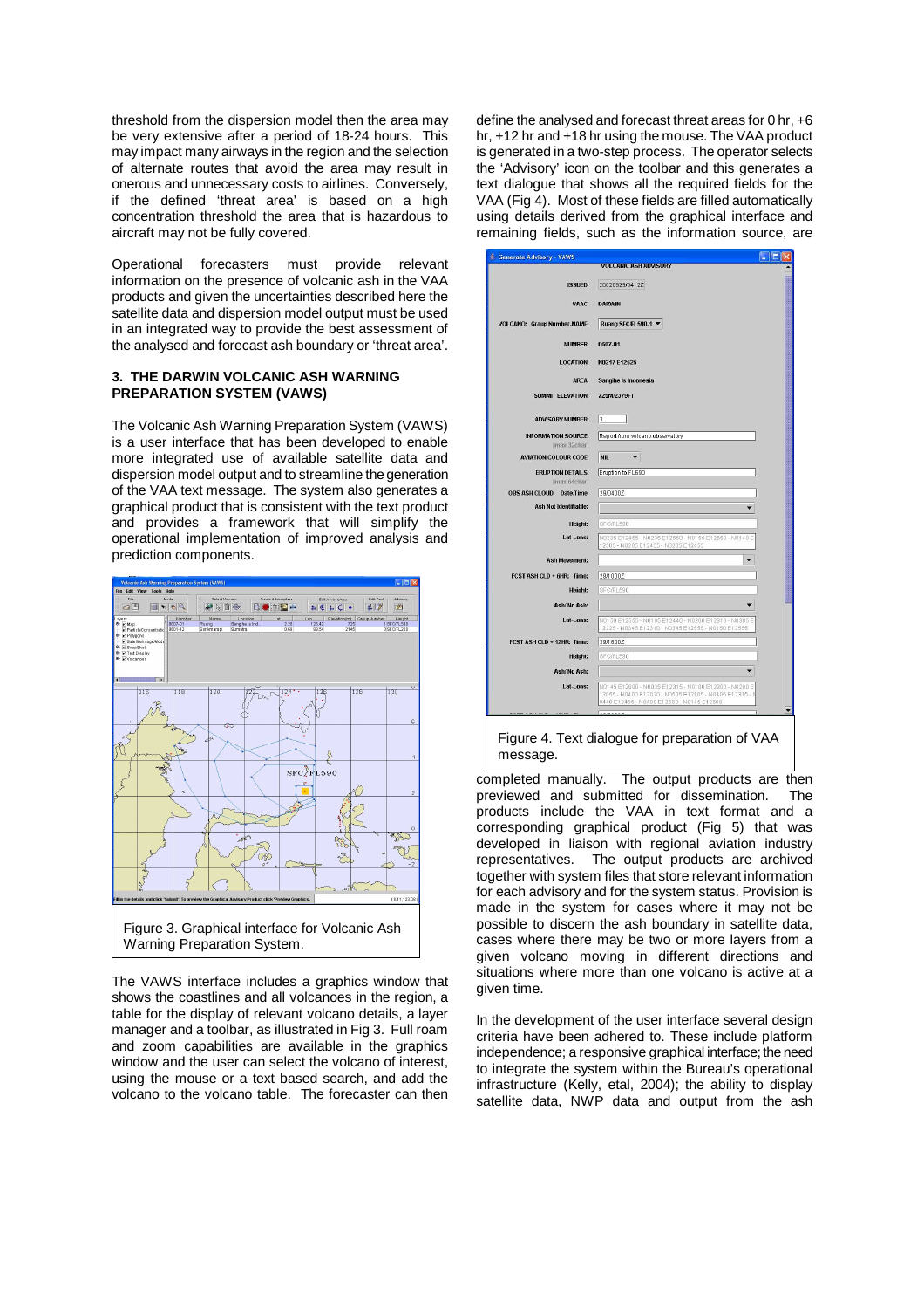threshold from the dispersion model then the area may be very extensive after a period of 18-24 hours. This may impact many airways in the region and the selection of alternate routes that avoid the area may result in onerous and unnecessary costs to airlines. Conversely, if the defined 'threat area' is based on a high concentration threshold the area that is hazardous to aircraft may not be fully covered.

Operational forecasters must provide relevant information on the presence of volcanic ash in the VAA products and given the uncertainties described here the satellite data and dispersion model output must be used in an integrated way to provide the best assessment of the analysed and forecast ash boundary or 'threat area'.

## 3. THE DARWIN VOLCANIC ASH WARNING PREPARATION SYSTEM (VAWS)

The Volcanic Ash Warning Preparation System (VAWS) is a user interface that has been developed to enable more integrated use of available satellite data and dispersion model output and to streamline the generation of the VAA text message. The system also generates a graphical product that is consistent with the text product and provides a framework that will simplify the operational implementation of improved analysis and prediction components.

Figure 3. Graphical interface for Volcanic Ash Warning Preparation System.

The VAWS interface includes a graphics window that shows the coastlines and all volcanoes in the region, a table for the display of relevant volcano details, a layer manager and a toolbar, as illustrated in Fig 3. Full roam and zoom capabilities are available in the graphics window and the user can select the volcano of interest, using the mouse or a text based search, and add the volcano to the volcano table. The forecaster can then define the analysed and forecast threat areas for 0 hr, +6 hr, +12 hr and +18 hr using the mouse. The VAA product is generated in a two-step process. The operator selects the 'Advisory' icon on the toolbar and this generates a text dialogue that shows all the required fields for the VAA (Fig 4). Most of these fields are filled automatically using details derived from the graphical interface and remaining fields, such as the information source, are completed manually. The output products are then previewed and submitted for dissemination. The products include the VAA in text format and a corresponding graphical product (Fig 5) that was developed in liaison with regional aviation industry representatives. The output products are archived together with system files that store relevant information for each advisory and for the system status. Provision is made in the system for cases where it may not be possible to discern the ash boundary in satellite data, cases where there may be two or more layers from a given volcano moving in different directions and situations where more than one volcano is active at a given time.

Figure 4. Text dialogue for preparation of VAA message.

In the development of the user interface several design criteria have been adhered to. These include platform independence; a responsive graphical interface; the need to integrate the system within the Bureau's operational infrastructure (Kelly, etal, 2004); the ability to display satellite data, NWP data and output from the ash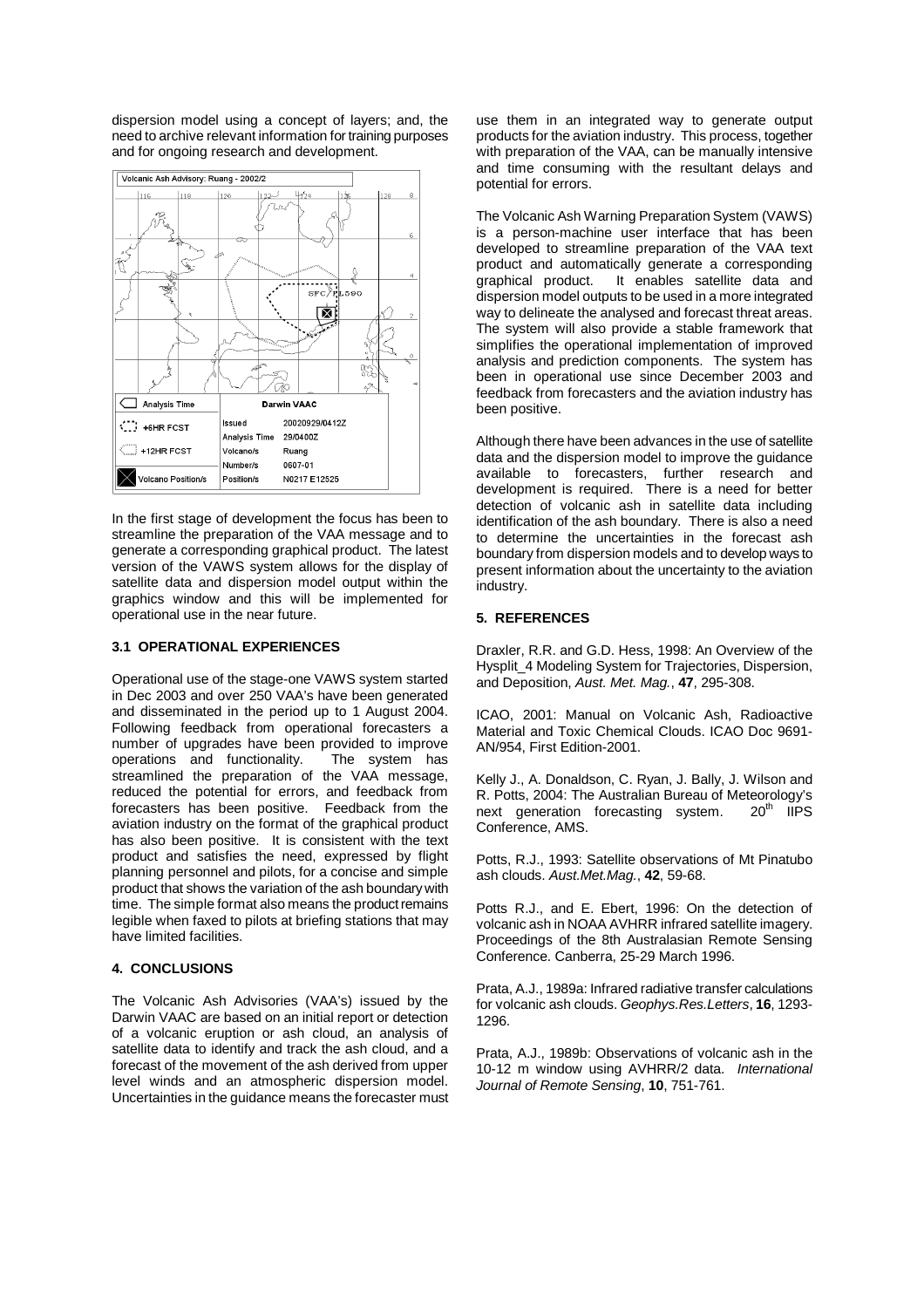dispersion model using a concept of layers; and, the need to archive relevant information for training purposes and for ongoing research and development.

Volcanic Ash Advisory: Ruang - 2002/2

116 118 120 122 124 126 128

8 6 4 2 0

SFC/FL590

Analysis Time
+6HR FCST
+12HR FCST
Volcano Position/s

Darwin VAAC

Issued 20020929/0412Z
Analysis Time 29/0400Z
Volcano/s Ruang
Number/s 0607-01
Position/s N0217 E12525

In the first stage of development the focus has been to streamline the preparation of the VAA message and to generate a corresponding graphical product. The latest version of the VAWS system allows for the display of satellite data and dispersion model output within the graphics window and this will be implemented for operational use in the near future.

### 3.1 OPERATIONAL EXPERIENCES

Operational use of the stage-one VAWS system started in Dec 2003 and over 250 VAA's have been generated and disseminated in the period up to 1 August 2004. Following feedback from operational forecasters a number of upgrades have been provided to improve operations and functionality. The system has streamlined the preparation of the VAA message, reduced the potential for errors, and feedback from forecasters has been positive. Feedback from the aviation industry on the format of the graphical product has also been positive. It is consistent with the text product and satisfies the need, expressed by flight planning personnel and pilots, for a concise and simple product that shows the variation of the ash boundary with time. The simple format also means the product remains legible when faxed to pilots at briefing stations that may have limited facilities.

## 4. CONCLUSIONS

The Volcanic Ash Advisories (VAA's) issued by the Darwin VAAC are based on an initial report or detection of a volcanic eruption or ash cloud, an analysis of satellite data to identify and track the ash cloud, and a forecast of the movement of the ash derived from upper level winds and an atmospheric dispersion model. Uncertainties in the guidance means the forecaster must use them in an integrated way to generate output products for the aviation industry. This process, together with preparation of the VAA, can be manually intensive and time consuming with the resultant delays and potential for errors.

The Volcanic Ash Warning Preparation System (VAWS) is a person-machine user interface that has been developed to streamline preparation of the VAA text product and automatically generate a corresponding graphical product. It enables satellite data and dispersion model outputs to be used in a more integrated way to delineate the analysed and forecast threat areas. The system will also provide a stable framework that simplifies the operational implementation of improved analysis and prediction components. The system has been in operational use since December 2003 and feedback from forecasters and the aviation industry has been positive.

Although there have been advances in the use of satellite data and the dispersion model to improve the guidance available to forecasters, further research and development is required. There is a need for better detection of volcanic ash in satellite data including identification of the ash boundary. There is also a need to determine the uncertainties in the forecast ash boundary from dispersion models and to develop ways to present information about the uncertainty to the aviation industry.

## 5. REFERENCES

Draxler, R.R. and G.D. Hess, 1998: An Overview of the Hysplit_4 Modeling System for Trajectories, Dispersion, and Deposition, *Aust. Met. Mag.*, **47**, 295-308.

ICAO, 2001: Manual on Volcanic Ash, Radioactive Material and Toxic Chemical Clouds. ICAO Doc 9691-AN/954, First Edition-2001.

Kelly J., A. Donaldson, C. Ryan, J. Bally, J. Wilson and R. Potts, 2004: The Australian Bureau of Meteorology's next generation forecasting system. 20th IIPS Conference, AMS.

Potts, R.J., 1993: Satellite observations of Mt Pinatubo ash clouds. *Aust.Met.Mag.*, **42**, 59-68.

Potts R.J., and E. Ebert, 1996: On the detection of volcanic ash in NOAA AVHRR infrared satellite imagery. Proceedings of the 8th Australasian Remote Sensing Conference. Canberra, 25-29 March 1996.

Prata, A.J., 1989a: Infrared radiative transfer calculations for volcanic ash clouds. *Geophys.Res.Letters*, **16**, 1293-1296.

Prata, A.J., 1989b: Observations of volcanic ash in the 10-12 m window using AVHRR/2 data. *International Journal of Remote Sensing*, **10**, 751-761.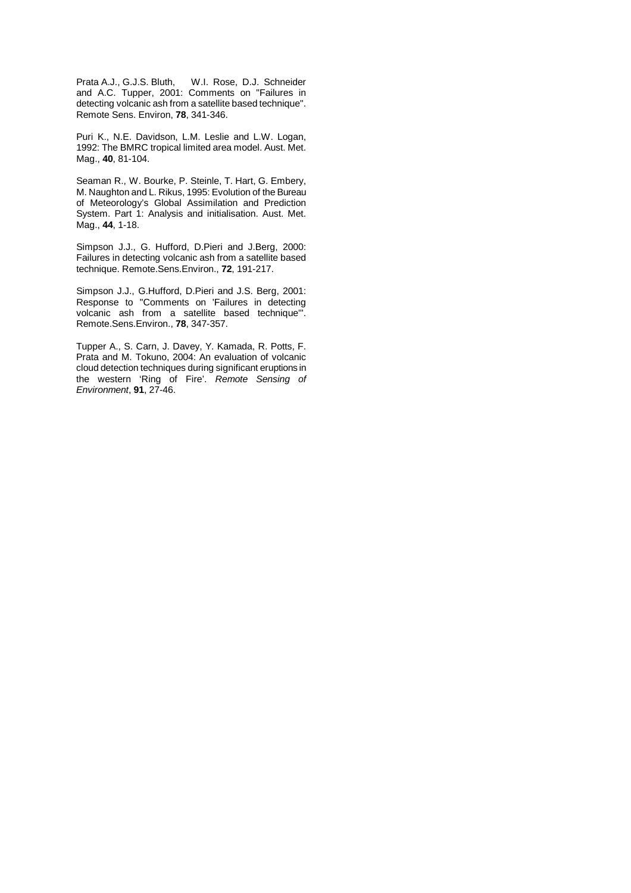Prata A.J., G.J.S. Bluth, W.I. Rose, D.J. Schneider and A.C. Tupper, 2001: Comments on "Failures in detecting volcanic ash from a satellite based technique". Remote Sens. Environ, **78**, 341-346.

Puri K., N.E. Davidson, L.M. Leslie and L.W. Logan, 1992: The BMRC tropical limited area model. Aust. Met. Mag., **40**, 81-104.

Seaman R., W. Bourke, P. Steinle, T. Hart, G. Embery, M. Naughton and L. Rikus, 1995: Evolution of the Bureau of Meteorology's Global Assimilation and Prediction System. Part 1: Analysis and initialisation. Aust. Met. Mag., **44**, 1-18.

Simpson J.J., G. Hufford, D.Pieri and J.Berg, 2000: Failures in detecting volcanic ash from a satellite based technique. Remote.Sens.Environ., **72**, 191-217.

Simpson J.J., G.Hufford, D.Pieri and J.S. Berg, 2001: Response to "Comments on 'Failures in detecting volcanic ash from a satellite based technique'". Remote.Sens.Environ., **78**, 347-357.

Tupper A., S. Carn, J. Davey, Y. Kamada, R. Potts, F. Prata and M. Tokuno, 2004: An evaluation of volcanic cloud detection techniques during significant eruptions in the western 'Ring of Fire'. *Remote Sensing of Environment*, **91**, 27-46.